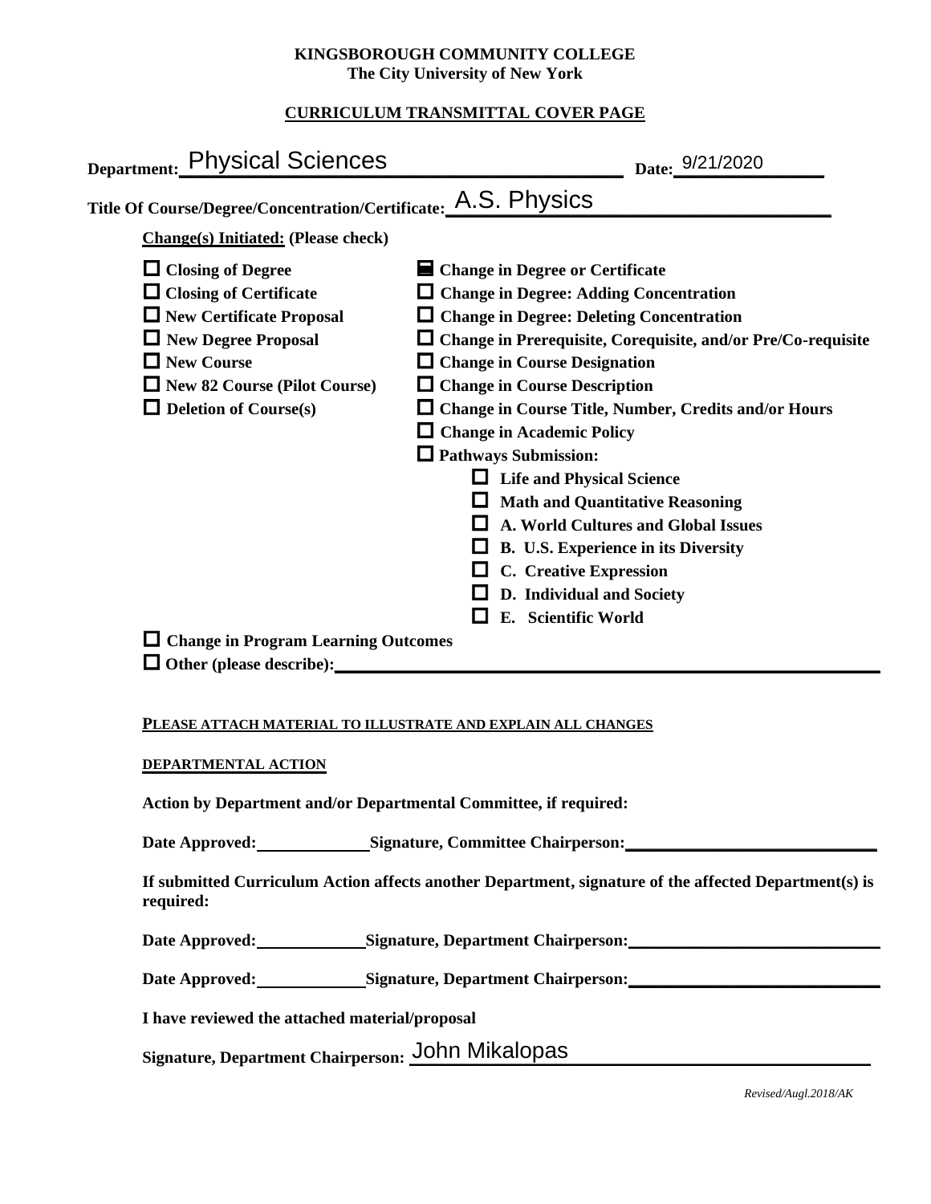**KINGSBOROUGH COMMUNITY COLLEGE**
**The City University of New York**

**CURRICULUM TRANSMITTAL COVER PAGE**

**Department:** Physical Sciences **Date:** 9/21/2020

**Title Of Course/Degree/Concentration/Certificate:** A.S. Physics

**Change(s) Initiated: (Please check)**

- ☐ **Closing of Degree**
- ☐ **Closing of Certificate**
- ☐ **New Certificate Proposal**
- ☐ **New Degree Proposal**
- ☐ **New Course**
- ☐ **New 82 Course (Pilot Course)**
- ☐ **Deletion of Course(s)**
- ☒ **Change in Degree or Certificate**
- ☐ **Change in Degree: Adding Concentration**
- ☐ **Change in Degree: Deleting Concentration**
- ☐ **Change in Prerequisite, Corequisite, and/or Pre/Co-requisite**
- ☐ **Change in Course Designation**
- ☐ **Change in Course Description**
- ☐ **Change in Course Title, Number, Credits and/or Hours**
- ☐ **Change in Academic Policy**
- ☐ **Pathways Submission:**
  - ☐ **Life and Physical Science**
  - ☐ **Math and Quantitative Reasoning**
  - ☐ **A. World Cultures and Global Issues**
  - ☐ **B. U.S. Experience in its Diversity**
  - ☐ **C. Creative Expression**
  - ☐ **D. Individual and Society**
  - ☐ **E. Scientific World**
- ☐ **Change in Program Learning Outcomes**
- ☐ **Other (please describe):** ____________________

**PLEASE ATTACH MATERIAL TO ILLUSTRATE AND EXPLAIN ALL CHANGES**

**DEPARTMENTAL ACTION**

**Action by Department and/or Departmental Committee, if required:**

**Date Approved:** ____________ **Signature, Committee Chairperson:** ____________________

**If submitted Curriculum Action affects another Department, signature of the affected Department(s) is required:**

**Date Approved:** ____________ **Signature, Department Chairperson:** ____________________

**Date Approved:** ____________ **Signature, Department Chairperson:** ____________________

**I have reviewed the attached material/proposal**

**Signature, Department Chairperson:** John Mikalopas

*Revised/Augl.2018/AK*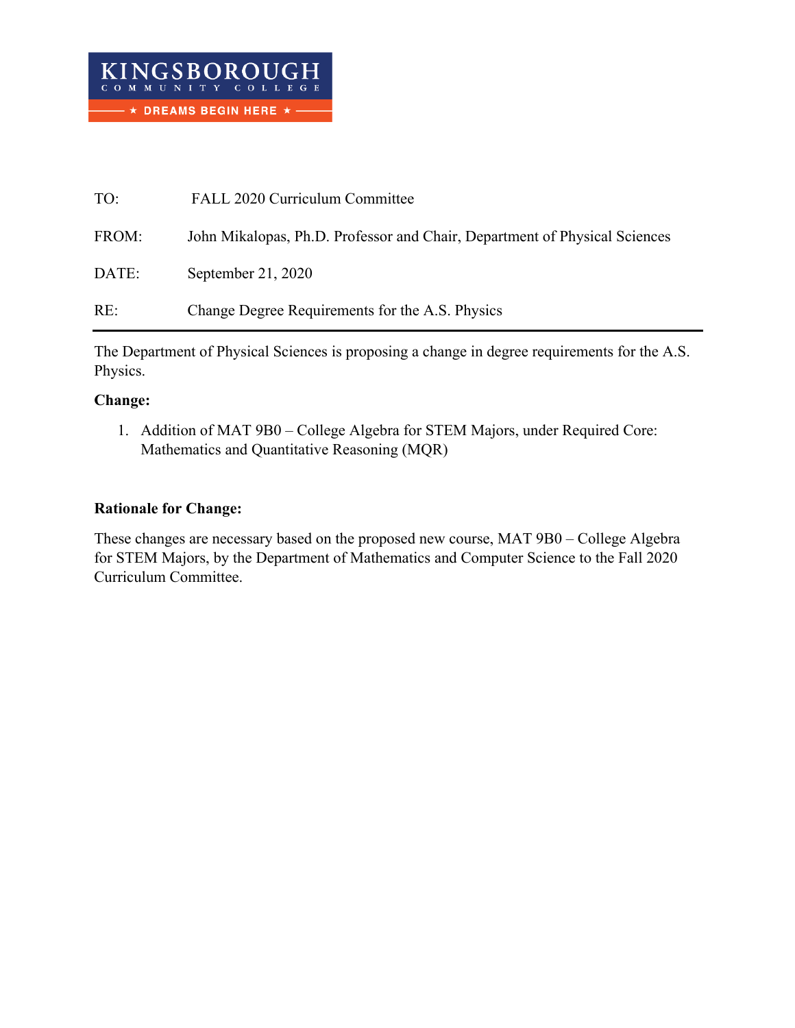KINGSBOROUGH COMMUNITY COLLEGE
★ DREAMS BEGIN HERE ★

TO: FALL 2020 Curriculum Committee

FROM: John Mikalopas, Ph.D. Professor and Chair, Department of Physical Sciences

DATE: September 21, 2020

RE: Change Degree Requirements for the A.S. Physics

---

The Department of Physical Sciences is proposing a change in degree requirements for the A.S. Physics.

**Change:**

1. Addition of MAT 9B0 – College Algebra for STEM Majors, under Required Core: Mathematics and Quantitative Reasoning (MQR)

**Rationale for Change:**

These changes are necessary based on the proposed new course, MAT 9B0 – College Algebra for STEM Majors, by the Department of Mathematics and Computer Science to the Fall 2020 Curriculum Committee.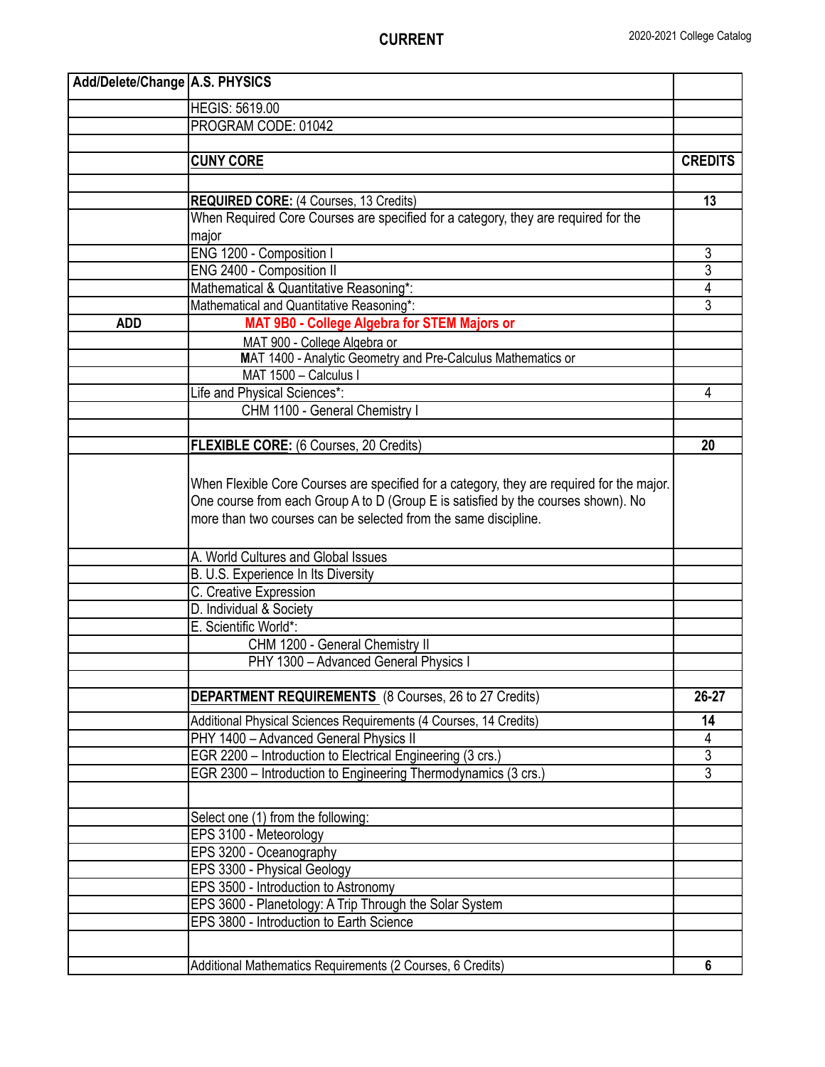**CURRENT**

| Add/Delete/Change | A.S. PHYSICS | |
|---|---|---|
| | HEGIS: 5619.00 | |
| | PROGRAM CODE: 01042 | |
| | | |
| | **CUNY CORE** | **CREDITS** |
| | | |
| | **REQUIRED CORE:** (4 Courses, 13 Credits) | **13** |
| | When Required Core Courses are specified for a category, they are required for the major | |
| | ENG 1200 - Composition I | 3 |
| | ENG 2400 - Composition II | 3 |
| | Mathematical & Quantitative Reasoning*: | 4 |
| | Mathematical and Quantitative Reasoning*: | 3 |
| **ADD** | **MAT 9B0 - College Algebra for STEM Majors or** | |
| | MAT 900 - College Algebra or | |
| | MAT 1400 - Analytic Geometry and Pre-Calculus Mathematics or | |
| | MAT 1500 – Calculus I | |
| | Life and Physical Sciences*: | 4 |
| | CHM 1100 - General Chemistry I | |
| | | |
| | **FLEXIBLE CORE:** (6 Courses, 20 Credits) | **20** |
| | When Flexible Core Courses are specified for a category, they are required for the major. One course from each Group A to D (Group E is satisfied by the courses shown). No more than two courses can be selected from the same discipline. | |
| | A. World Cultures and Global Issues | |
| | B. U.S. Experience In Its Diversity | |
| | C. Creative Expression | |
| | D. Individual & Society | |
| | E. Scientific World*: | |
| | CHM 1200 - General Chemistry II | |
| | PHY 1300 – Advanced General Physics I | |
| | | |
| | **DEPARTMENT REQUIREMENTS** (8 Courses, 26 to 27 Credits) | **26-27** |
| | Additional Physical Sciences Requirements (4 Courses, 14 Credits) | **14** |
| | PHY 1400 – Advanced General Physics II | 4 |
| | EGR 2200 – Introduction to Electrical Engineering (3 crs.) | 3 |
| | EGR 2300 – Introduction to Engineering Thermodynamics (3 crs.) | 3 |
| | | |
| | Select one (1) from the following: | |
| | EPS 3100 - Meteorology | |
| | EPS 3200 - Oceanography | |
| | EPS 3300 - Physical Geology | |
| | EPS 3500 - Introduction to Astronomy | |
| | EPS 3600 - Planetology: A Trip Through the Solar System | |
| | EPS 3800 - Introduction to Earth Science | |
| | | |
| | Additional Mathematics Requirements (2 Courses, 6 Credits) | **6** |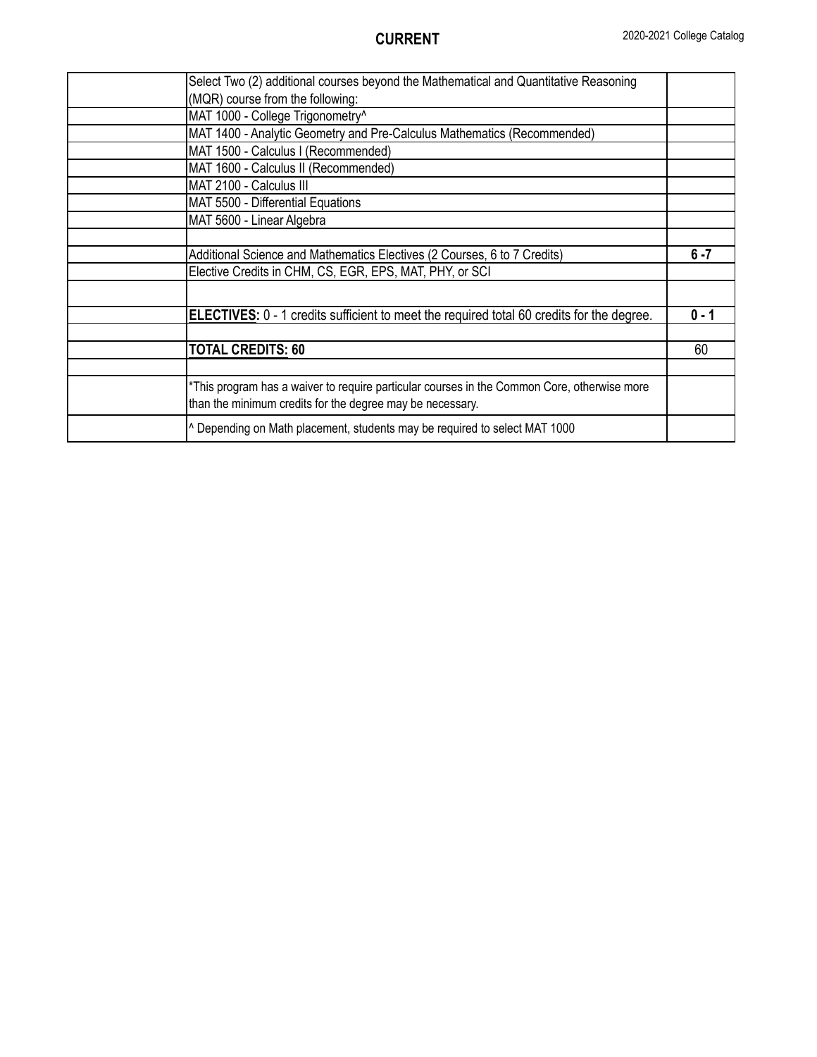**CURRENT**

| | | |
|---|---|---|
| | Select Two (2) additional courses beyond the Mathematical and Quantitative Reasoning (MQR) course from the following: | |
| | MAT 1000 - College Trigonometry^ | |
| | MAT 1400 - Analytic Geometry and Pre-Calculus Mathematics (Recommended) | |
| | MAT 1500 - Calculus I (Recommended) | |
| | MAT 1600 - Calculus II (Recommended) | |
| | MAT 2100 - Calculus III | |
| | MAT 5500 - Differential Equations | |
| | MAT 5600 - Linear Algebra | |
| | | |
| | Additional Science and Mathematics Electives (2 Courses, 6 to 7 Credits) | **6 -7** |
| | Elective Credits in CHM, CS, EGR, EPS, MAT, PHY, or SCI | |
| | | |
| | **ELECTIVES:** 0 - 1 credits sufficient to meet the required total 60 credits for the degree. | **0 - 1** |
| | | |
| | **TOTAL CREDITS: 60** | 60 |
| | | |
| | *This program has a waiver to require particular courses in the Common Core, otherwise more than the minimum credits for the degree may be necessary. | |
| | ^ Depending on Math placement, students may be required to select MAT 1000 | |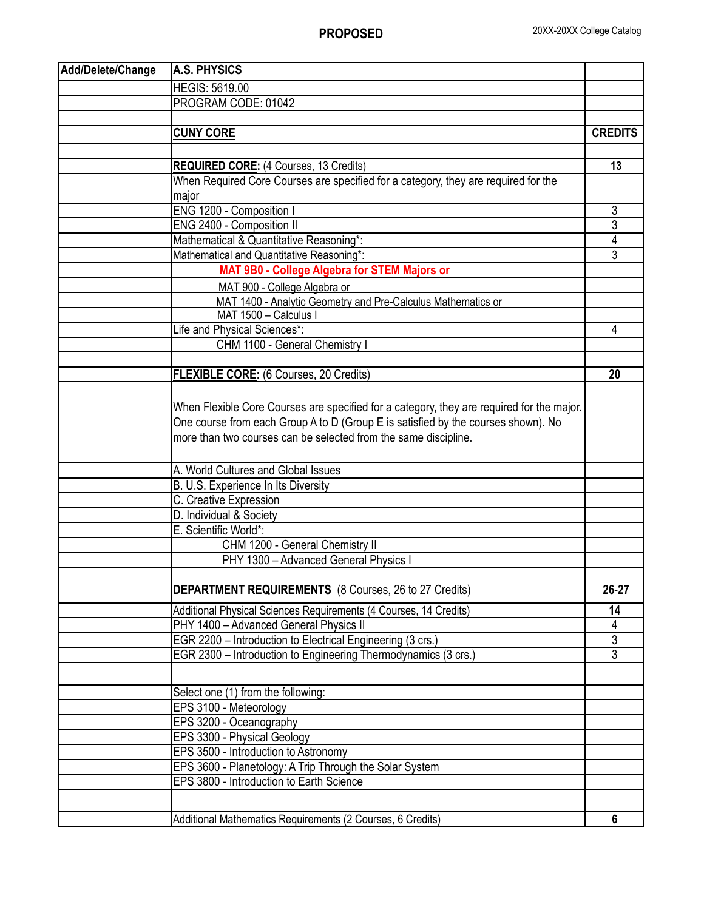**PROPOSED**

| Add/Delete/Change | A.S. PHYSICS | |
|---|---|---|
| | HEGIS: 5619.00 | |
| | PROGRAM CODE: 01042 | |
| | | |
| | **CUNY CORE** | **CREDITS** |
| | | |
| | **REQUIRED CORE:** (4 Courses, 13 Credits) | **13** |
| | When Required Core Courses are specified for a category, they are required for the major | |
| | ENG 1200 - Composition I | 3 |
| | ENG 2400 - Composition II | 3 |
| | Mathematical & Quantitative Reasoning*: | 4 |
| | Mathematical and Quantitative Reasoning*: | 3 |
| | **MAT 9B0 - College Algebra for STEM Majors or** | |
| | MAT 900 - College Algebra or | |
| | MAT 1400 - Analytic Geometry and Pre-Calculus Mathematics or | |
| | MAT 1500 – Calculus I | |
| | Life and Physical Sciences*: | 4 |
| | CHM 1100 - General Chemistry I | |
| | | |
| | **FLEXIBLE CORE:** (6 Courses, 20 Credits) | **20** |
| | When Flexible Core Courses are specified for a category, they are required for the major. One course from each Group A to D (Group E is satisfied by the courses shown). No more than two courses can be selected from the same discipline. | |
| | A. World Cultures and Global Issues | |
| | B. U.S. Experience In Its Diversity | |
| | C. Creative Expression | |
| | D. Individual & Society | |
| | E. Scientific World*: | |
| | CHM 1200 - General Chemistry II | |
| | PHY 1300 – Advanced General Physics I | |
| | | |
| | **DEPARTMENT REQUIREMENTS** (8 Courses, 26 to 27 Credits) | **26-27** |
| | Additional Physical Sciences Requirements (4 Courses, 14 Credits) | **14** |
| | PHY 1400 – Advanced General Physics II | 4 |
| | EGR 2200 – Introduction to Electrical Engineering (3 crs.) | 3 |
| | EGR 2300 – Introduction to Engineering Thermodynamics (3 crs.) | 3 |
| | | |
| | Select one (1) from the following: | |
| | EPS 3100 - Meteorology | |
| | EPS 3200 - Oceanography | |
| | EPS 3300 - Physical Geology | |
| | EPS 3500 - Introduction to Astronomy | |
| | EPS 3600 - Planetology: A Trip Through the Solar System | |
| | EPS 3800 - Introduction to Earth Science | |
| | | |
| | Additional Mathematics Requirements (2 Courses, 6 Credits) | **6** |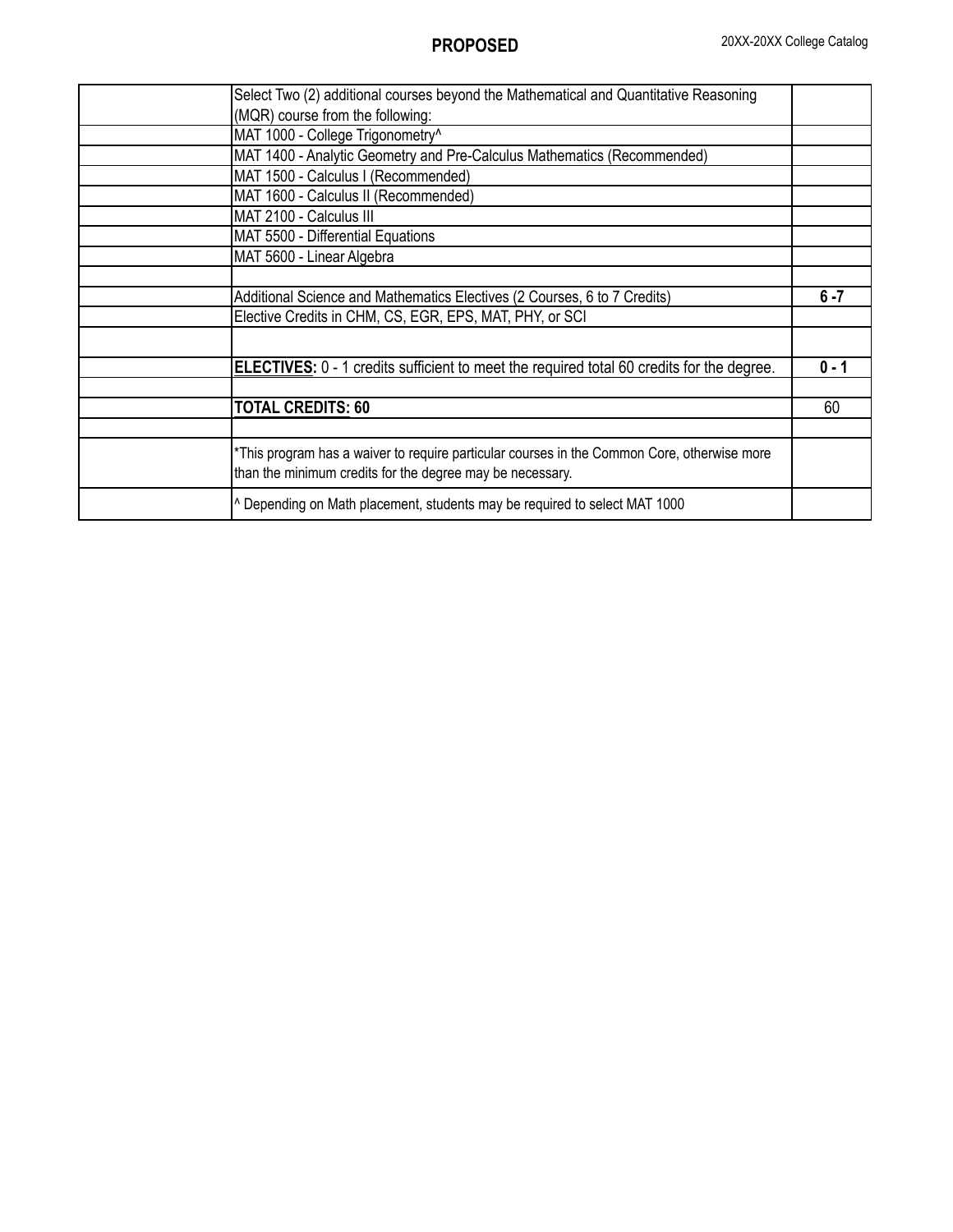**PROPOSED**

| | | |
|---|---|---|
| | Select Two (2) additional courses beyond the Mathematical and Quantitative Reasoning (MQR) course from the following: | |
| | MAT 1000 - College Trigonometry^ | |
| | MAT 1400 - Analytic Geometry and Pre-Calculus Mathematics (Recommended) | |
| | MAT 1500 - Calculus I (Recommended) | |
| | MAT 1600 - Calculus II (Recommended) | |
| | MAT 2100 - Calculus III | |
| | MAT 5500 - Differential Equations | |
| | MAT 5600 - Linear Algebra | |
| | | |
| | Additional Science and Mathematics Electives (2 Courses, 6 to 7 Credits) | **6 -7** |
| | Elective Credits in CHM, CS, EGR, EPS, MAT, PHY, or SCI | |
| | | |
| | **ELECTIVES:** 0 - 1 credits sufficient to meet the required total 60 credits for the degree. | **0 - 1** |
| | | |
| | **TOTAL CREDITS: 60** | 60 |
| | | |
| | *This program has a waiver to require particular courses in the Common Core, otherwise more than the minimum credits for the degree may be necessary. | |
| | ^ Depending on Math placement, students may be required to select MAT 1000 | |